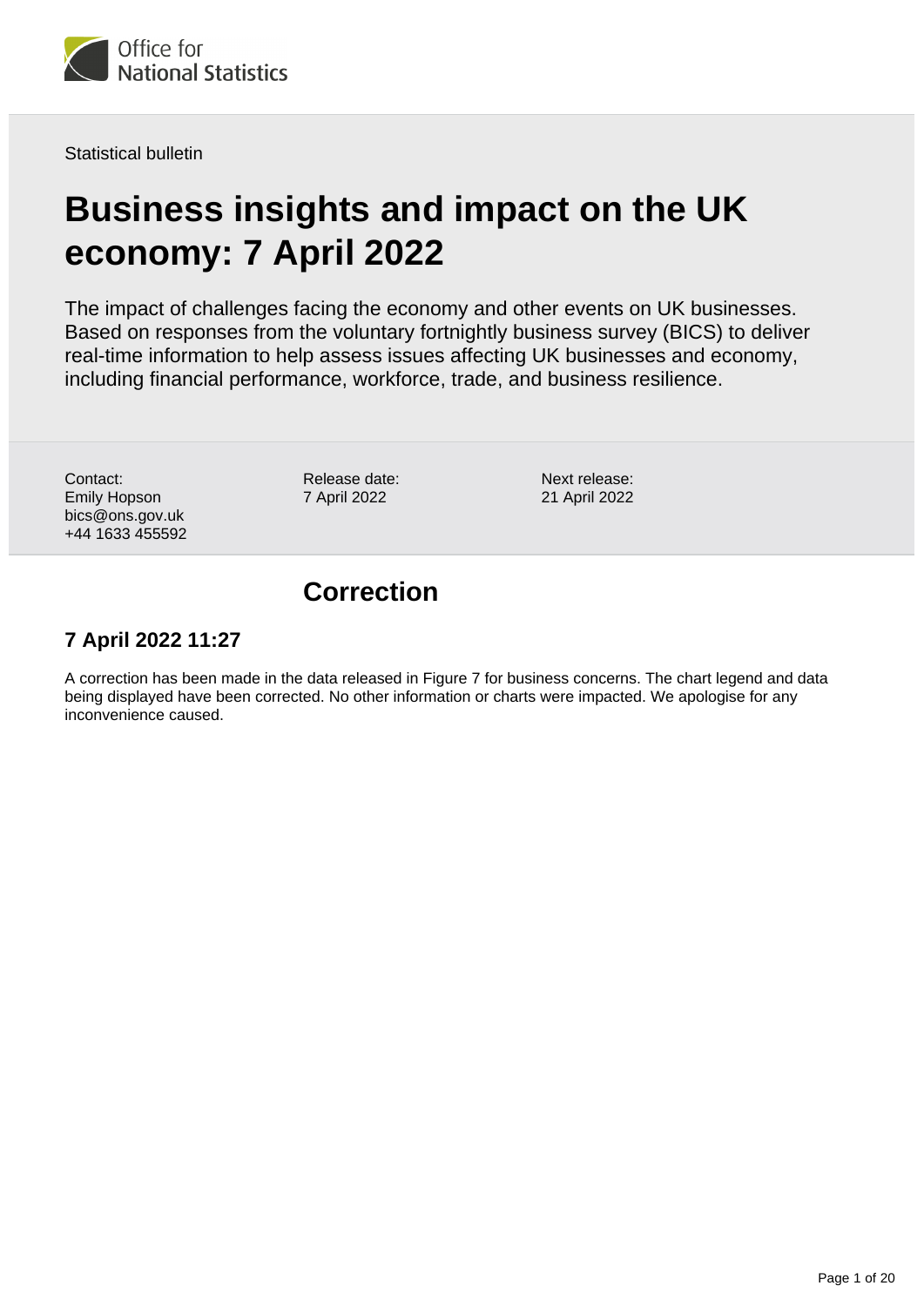Office for National Statistics

Statistical bulletin

# Business insights and impact on the UK economy: 7 April 2022

The impact of challenges facing the economy and other events on UK businesses. Based on responses from the voluntary fortnightly business survey (BICS) to deliver real-time information to help assess issues affecting UK businesses and economy, including financial performance, workforce, trade, and business resilience.

Contact:
Emily Hopson
bics@ons.gov.uk
+44 1633 455592

Release date:
7 April 2022

Next release:
21 April 2022

## Correction

### 7 April 2022 11:27

A correction has been made in the data released in Figure 7 for business concerns. The chart legend and data being displayed have been corrected. No other information or charts were impacted. We apologise for any inconvenience caused.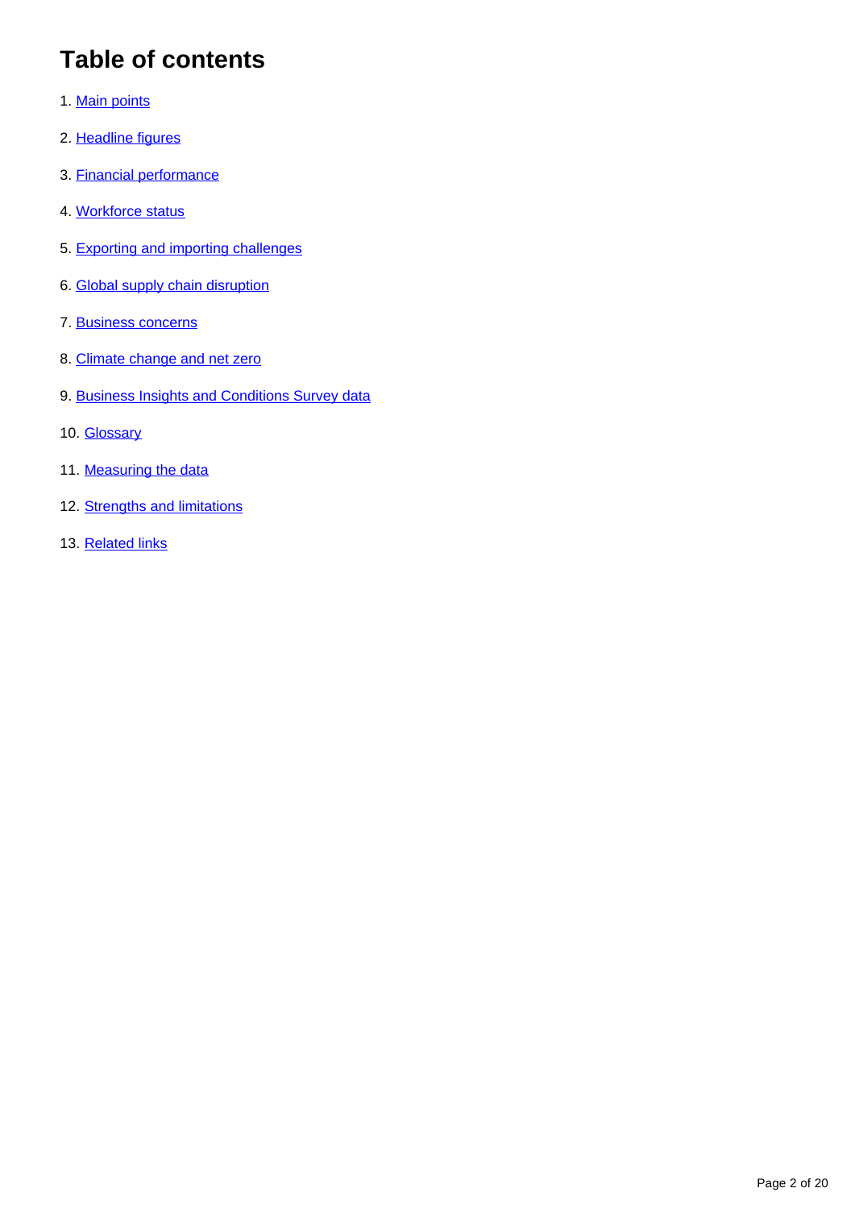## Table of contents

1. Main points
2. Headline figures
3. Financial performance
4. Workforce status
5. Exporting and importing challenges
6. Global supply chain disruption
7. Business concerns
8. Climate change and net zero
9. Business Insights and Conditions Survey data
10. Glossary
11. Measuring the data
12. Strengths and limitations
13. Related links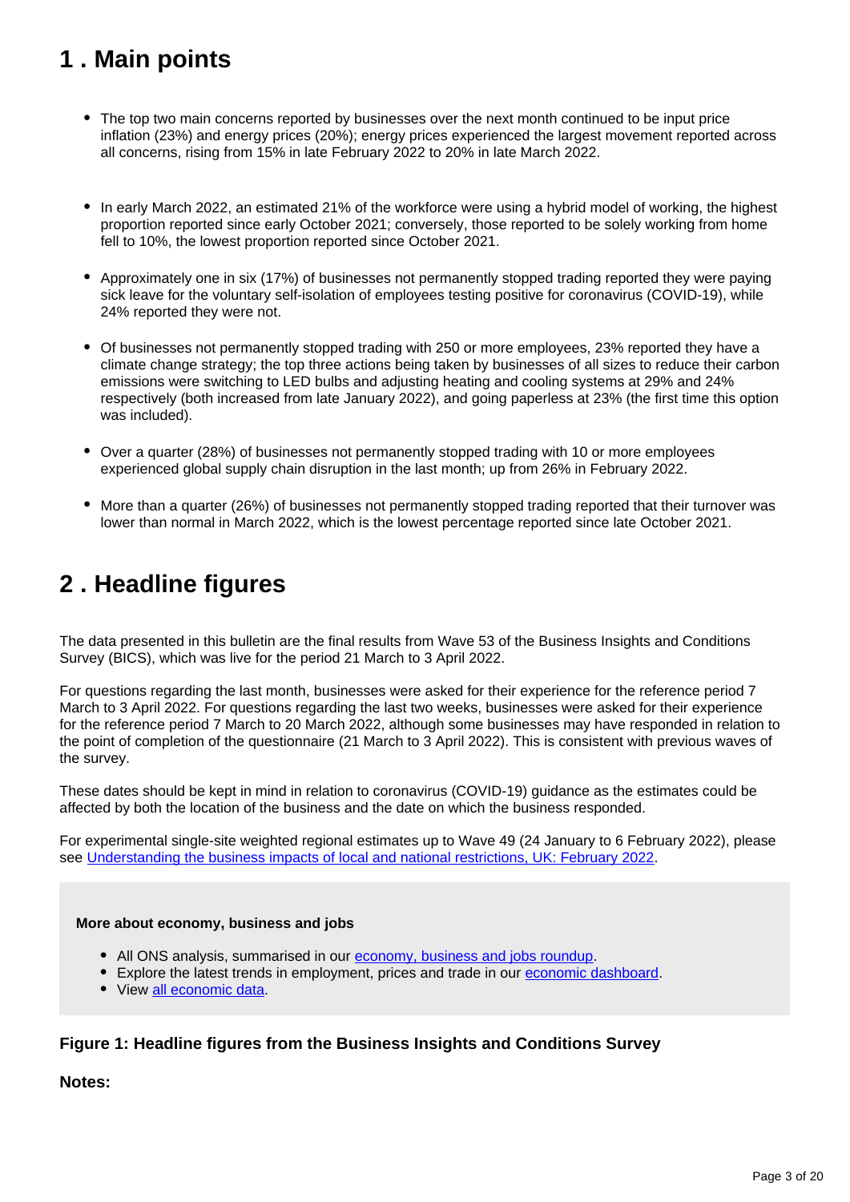## 1 . Main points

- The top two main concerns reported by businesses over the next month continued to be input price inflation (23%) and energy prices (20%); energy prices experienced the largest movement reported across all concerns, rising from 15% in late February 2022 to 20% in late March 2022.
- In early March 2022, an estimated 21% of the workforce were using a hybrid model of working, the highest proportion reported since early October 2021; conversely, those reported to be solely working from home fell to 10%, the lowest proportion reported since October 2021.
- Approximately one in six (17%) of businesses not permanently stopped trading reported they were paying sick leave for the voluntary self-isolation of employees testing positive for coronavirus (COVID-19), while 24% reported they were not.
- Of businesses not permanently stopped trading with 250 or more employees, 23% reported they have a climate change strategy; the top three actions being taken by businesses of all sizes to reduce their carbon emissions were switching to LED bulbs and adjusting heating and cooling systems at 29% and 24% respectively (both increased from late January 2022), and going paperless at 23% (the first time this option was included).
- Over a quarter (28%) of businesses not permanently stopped trading with 10 or more employees experienced global supply chain disruption in the last month; up from 26% in February 2022.
- More than a quarter (26%) of businesses not permanently stopped trading reported that their turnover was lower than normal in March 2022, which is the lowest percentage reported since late October 2021.

## 2 . Headline figures

The data presented in this bulletin are the final results from Wave 53 of the Business Insights and Conditions Survey (BICS), which was live for the period 21 March to 3 April 2022.

For questions regarding the last month, businesses were asked for their experience for the reference period 7 March to 3 April 2022. For questions regarding the last two weeks, businesses were asked for their experience for the reference period 7 March to 20 March 2022, although some businesses may have responded in relation to the point of completion of the questionnaire (21 March to 3 April 2022). This is consistent with previous waves of the survey.

These dates should be kept in mind in relation to coronavirus (COVID-19) guidance as the estimates could be affected by both the location of the business and the date on which the business responded.

For experimental single-site weighted regional estimates up to Wave 49 (24 January to 6 February 2022), please see [Understanding the business impacts of local and national restrictions, UK: February 2022](#).

> **More about economy, business and jobs**
>
> - All ONS analysis, summarised in our [economy, business and jobs roundup](#).
> - Explore the latest trends in employment, prices and trade in our [economic dashboard](#).
> - View [all economic data](#).

### Figure 1: Headline figures from the Business Insights and Conditions Survey

**Notes:**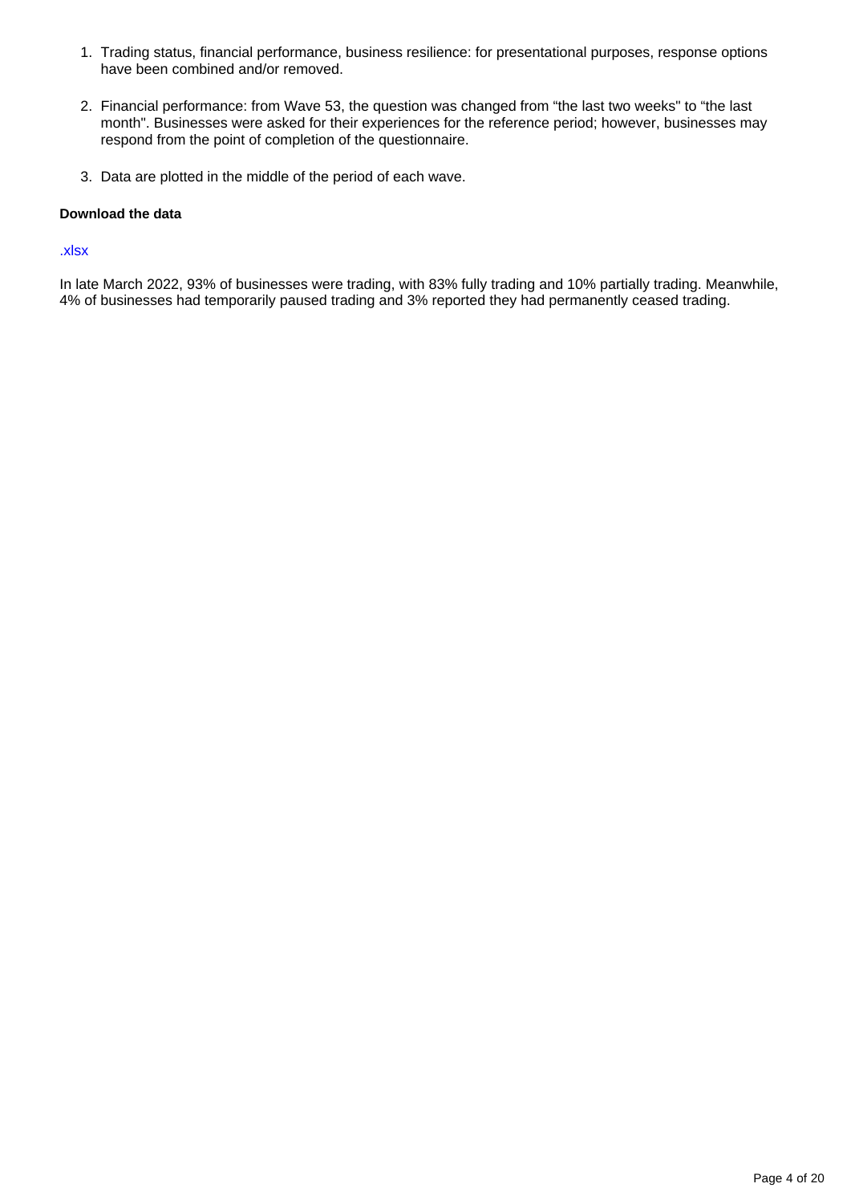1. Trading status, financial performance, business resilience: for presentational purposes, response options have been combined and/or removed.

2. Financial performance: from Wave 53, the question was changed from “the last two weeks" to “the last month". Businesses were asked for their experiences for the reference period; however, businesses may respond from the point of completion of the questionnaire.

3. Data are plotted in the middle of the period of each wave.

**Download the data**

.xlsx

In late March 2022, 93% of businesses were trading, with 83% fully trading and 10% partially trading. Meanwhile, 4% of businesses had temporarily paused trading and 3% reported they had permanently ceased trading.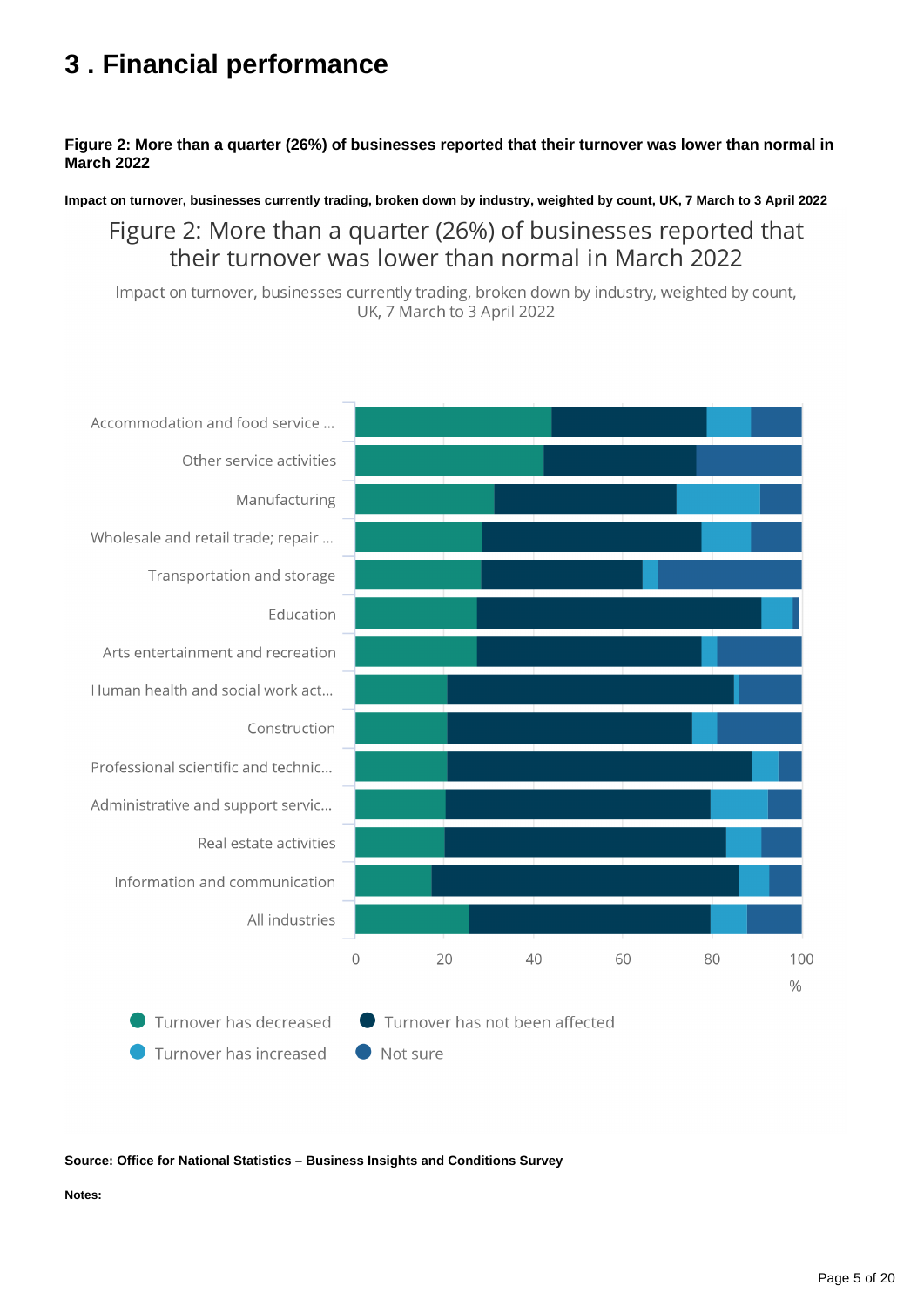# 3 . Financial performance

**Figure 2: More than a quarter (26%) of businesses reported that their turnover was lower than normal in March 2022**

**Impact on turnover, businesses currently trading, broken down by industry, weighted by count, UK, 7 March to 3 April 2022**

Figure 2: More than a quarter (26%) of businesses reported that their turnover was lower than normal in March 2022

Impact on turnover, businesses currently trading, broken down by industry, weighted by count, UK, 7 March to 3 April 2022

Accommodation and food service ...
Other service activities
Manufacturing
Wholesale and retail trade; repair ...
Transportation and storage
Education
Arts entertainment and recreation
Human health and social work act...
Construction
Professional scientific and technic...
Administrative and support servic...
Real estate activities
Information and communication
All industries

0 20 40 60 80 100
%

Turnover has decreased
Turnover has not been affected
Turnover has increased
Not sure

**Source: Office for National Statistics – Business Insights and Conditions Survey**

**Notes:**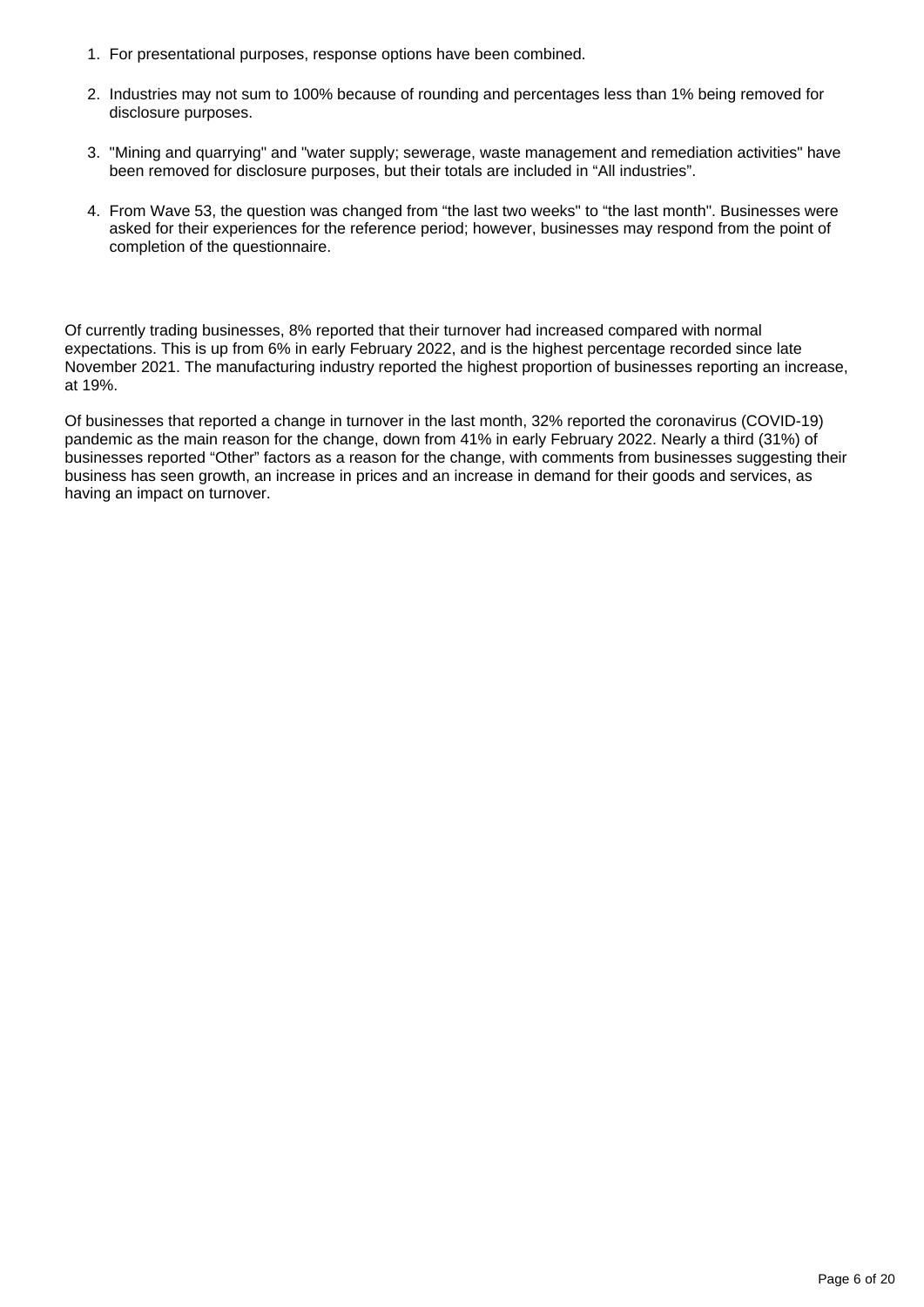1. For presentational purposes, response options have been combined.

2. Industries may not sum to 100% because of rounding and percentages less than 1% being removed for disclosure purposes.

3. "Mining and quarrying" and "water supply; sewerage, waste management and remediation activities" have been removed for disclosure purposes, but their totals are included in “All industries”.

4. From Wave 53, the question was changed from “the last two weeks" to “the last month". Businesses were asked for their experiences for the reference period; however, businesses may respond from the point of completion of the questionnaire.

Of currently trading businesses, 8% reported that their turnover had increased compared with normal expectations. This is up from 6% in early February 2022, and is the highest percentage recorded since late November 2021. The manufacturing industry reported the highest proportion of businesses reporting an increase, at 19%.

Of businesses that reported a change in turnover in the last month, 32% reported the coronavirus (COVID-19) pandemic as the main reason for the change, down from 41% in early February 2022. Nearly a third (31%) of businesses reported “Other” factors as a reason for the change, with comments from businesses suggesting their business has seen growth, an increase in prices and an increase in demand for their goods and services, as having an impact on turnover.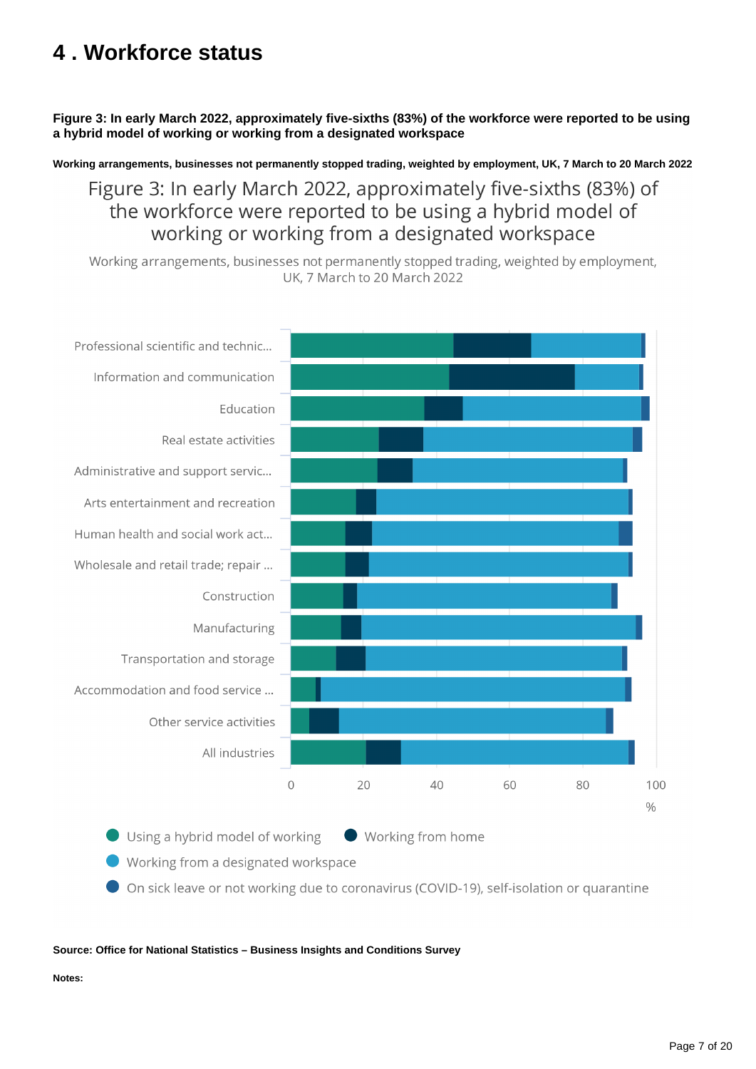# 4 . Workforce status

**Figure 3: In early March 2022, approximately five-sixths (83%) of the workforce were reported to be using a hybrid model of working or working from a designated workspace**

**Working arrangements, businesses not permanently stopped trading, weighted by employment, UK, 7 March to 20 March 2022**

Figure 3: In early March 2022, approximately five-sixths (83%) of the workforce were reported to be using a hybrid model of working or working from a designated workspace

Working arrangements, businesses not permanently stopped trading, weighted by employment, UK, 7 March to 20 March 2022

Professional scientific and technic...
Information and communication
Education
Real estate activities
Administrative and support servic...
Arts entertainment and recreation
Human health and social work act...
Wholesale and retail trade; repair ...
Construction
Manufacturing
Transportation and storage
Accommodation and food service ...
Other service activities
All industries

0 20 40 60 80 100
%

Using a hybrid model of working
Working from home
Working from a designated workspace
On sick leave or not working due to coronavirus (COVID-19), self-isolation or quarantine

**Source: Office for National Statistics – Business Insights and Conditions Survey**

**Notes:**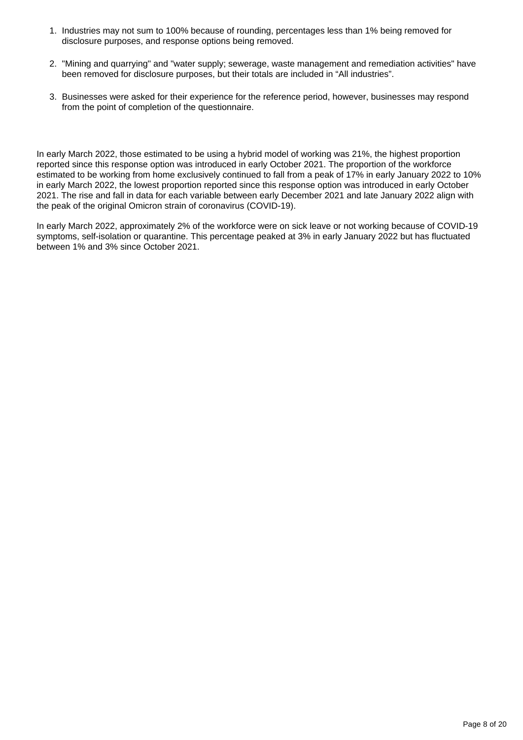1. Industries may not sum to 100% because of rounding, percentages less than 1% being removed for disclosure purposes, and response options being removed.

2. "Mining and quarrying" and "water supply; sewerage, waste management and remediation activities" have been removed for disclosure purposes, but their totals are included in “All industries”.

3. Businesses were asked for their experience for the reference period, however, businesses may respond from the point of completion of the questionnaire.

In early March 2022, those estimated to be using a hybrid model of working was 21%, the highest proportion reported since this response option was introduced in early October 2021. The proportion of the workforce estimated to be working from home exclusively continued to fall from a peak of 17% in early January 2022 to 10% in early March 2022, the lowest proportion reported since this response option was introduced in early October 2021. The rise and fall in data for each variable between early December 2021 and late January 2022 align with the peak of the original Omicron strain of coronavirus (COVID-19).

In early March 2022, approximately 2% of the workforce were on sick leave or not working because of COVID-19 symptoms, self-isolation or quarantine. This percentage peaked at 3% in early January 2022 but has fluctuated between 1% and 3% since October 2021.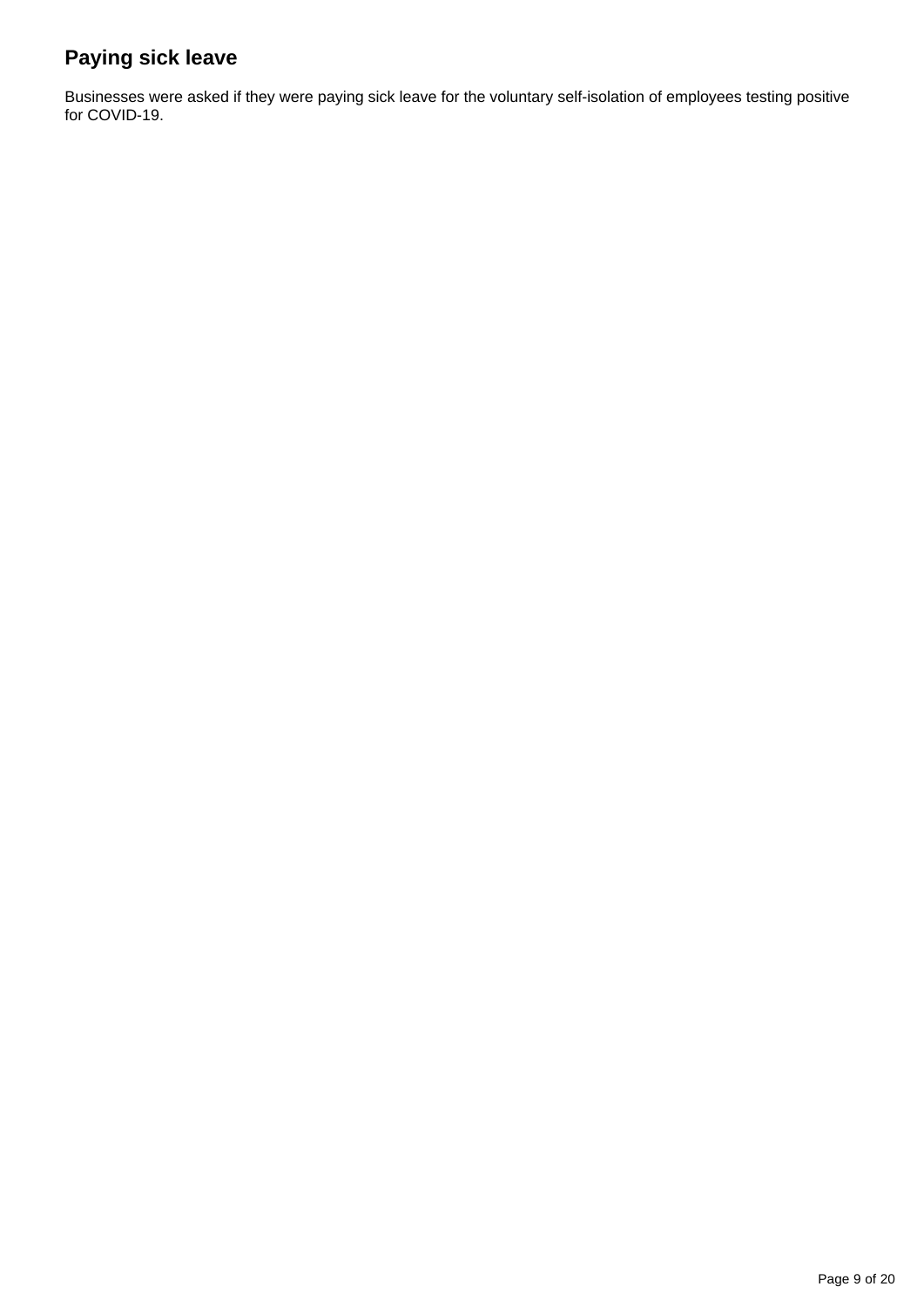## Paying sick leave

Businesses were asked if they were paying sick leave for the voluntary self-isolation of employees testing positive for COVID-19.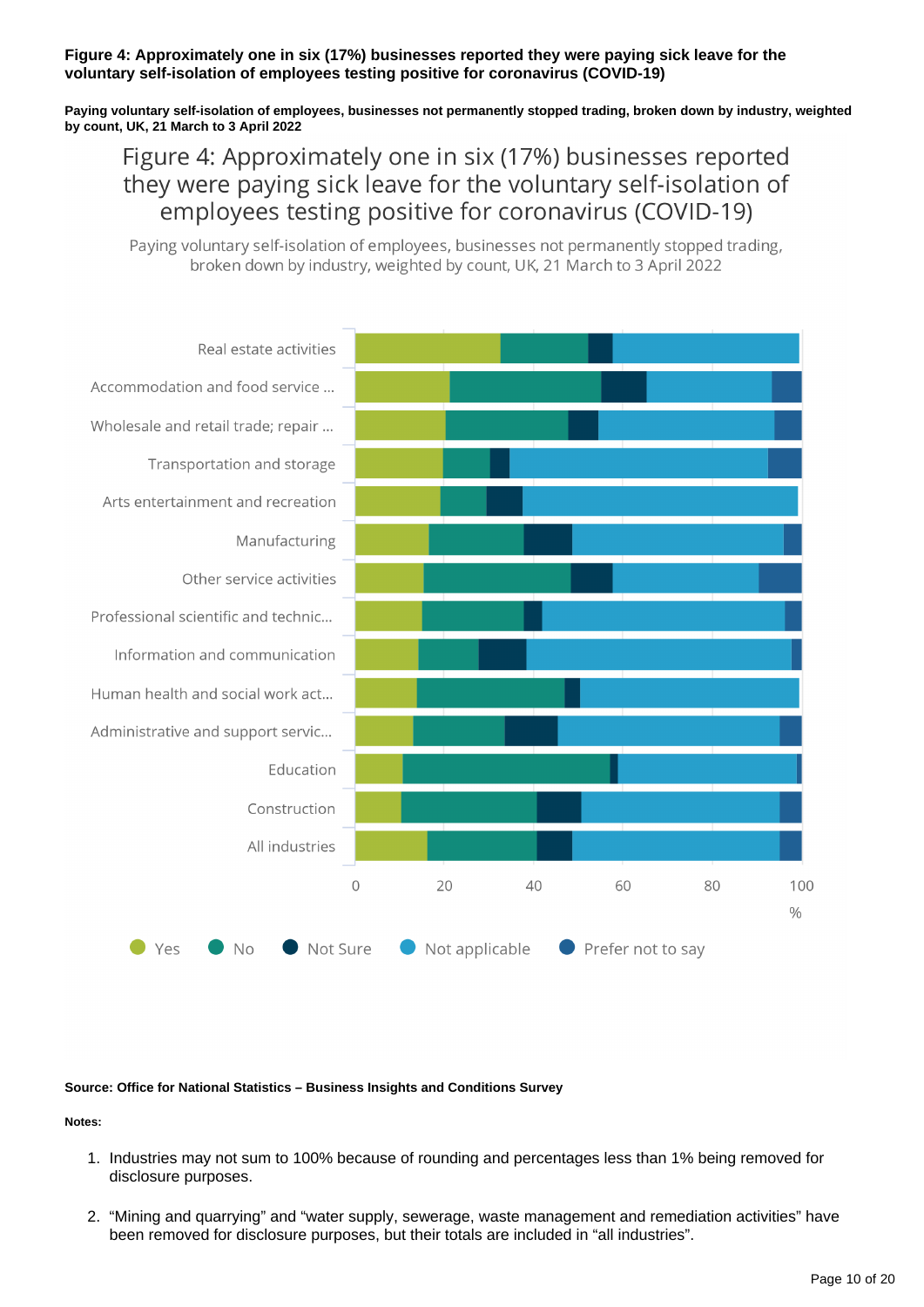**Figure 4: Approximately one in six (17%) businesses reported they were paying sick leave for the voluntary self-isolation of employees testing positive for coronavirus (COVID-19)**

**Paying voluntary self-isolation of employees, businesses not permanently stopped trading, broken down by industry, weighted by count, UK, 21 March to 3 April 2022**

**Source: Office for National Statistics – Business Insights and Conditions Survey**

**Notes:**

1. Industries may not sum to 100% because of rounding and percentages less than 1% being removed for disclosure purposes.
2. “Mining and quarrying” and “water supply, sewerage, waste management and remediation activities” have been removed for disclosure purposes, but their totals are included in “all industries”.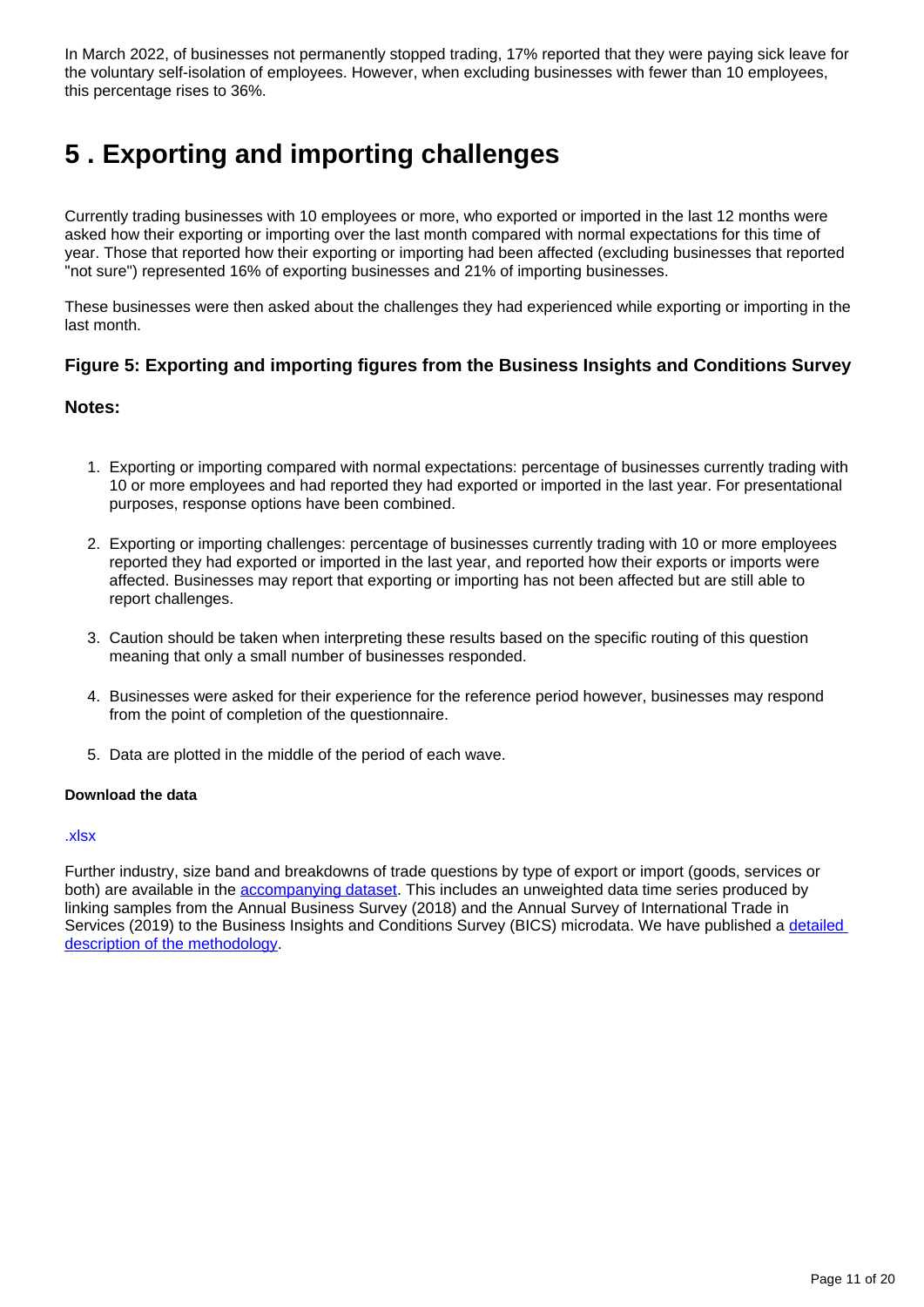In March 2022, of businesses not permanently stopped trading, 17% reported that they were paying sick leave for the voluntary self-isolation of employees. However, when excluding businesses with fewer than 10 employees, this percentage rises to 36%.

# 5 . Exporting and importing challenges

Currently trading businesses with 10 employees or more, who exported or imported in the last 12 months were asked how their exporting or importing over the last month compared with normal expectations for this time of year. Those that reported how their exporting or importing had been affected (excluding businesses that reported "not sure") represented 16% of exporting businesses and 21% of importing businesses.

These businesses were then asked about the challenges they had experienced while exporting or importing in the last month.

### Figure 5: Exporting and importing figures from the Business Insights and Conditions Survey

### Notes:

1. Exporting or importing compared with normal expectations: percentage of businesses currently trading with 10 or more employees and had reported they had exported or imported in the last year. For presentational purposes, response options have been combined.

2. Exporting or importing challenges: percentage of businesses currently trading with 10 or more employees reported they had exported or imported in the last year, and reported how their exports or imports were affected. Businesses may report that exporting or importing has not been affected but are still able to report challenges.

3. Caution should be taken when interpreting these results based on the specific routing of this question meaning that only a small number of businesses responded.

4. Businesses were asked for their experience for the reference period however, businesses may respond from the point of completion of the questionnaire.

5. Data are plotted in the middle of the period of each wave.

**Download the data**

.xlsx

Further industry, size band and breakdowns of trade questions by type of export or import (goods, services or both) are available in the accompanying dataset. This includes an unweighted data time series produced by linking samples from the Annual Business Survey (2018) and the Annual Survey of International Trade in Services (2019) to the Business Insights and Conditions Survey (BICS) microdata. We have published a detailed description of the methodology.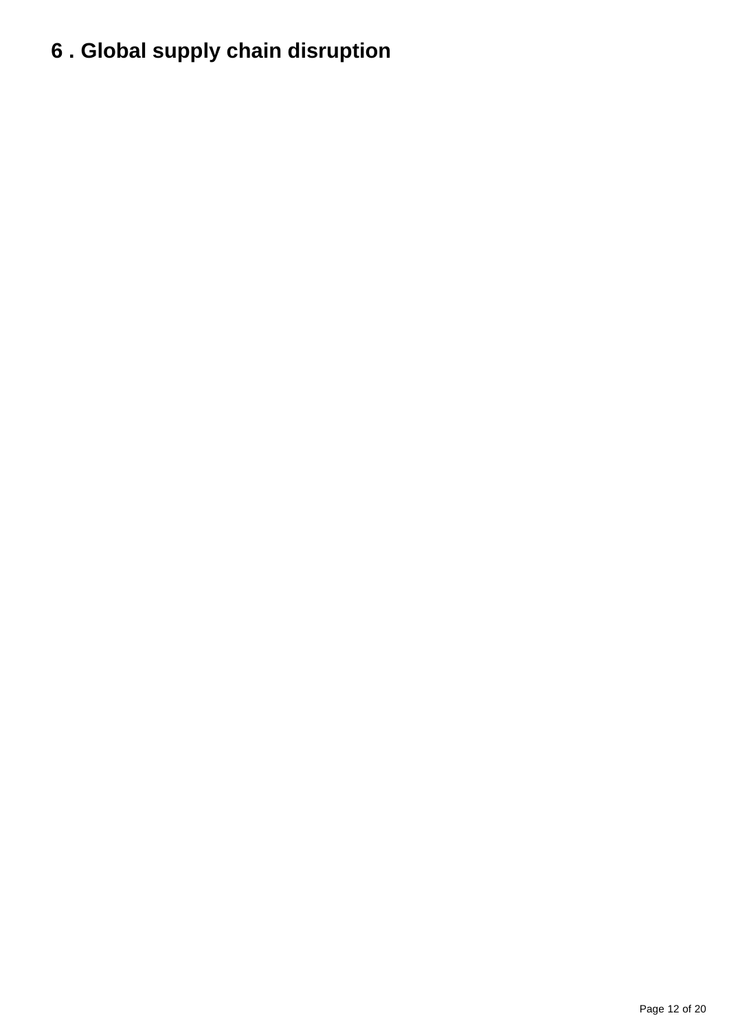## 6 . Global supply chain disruption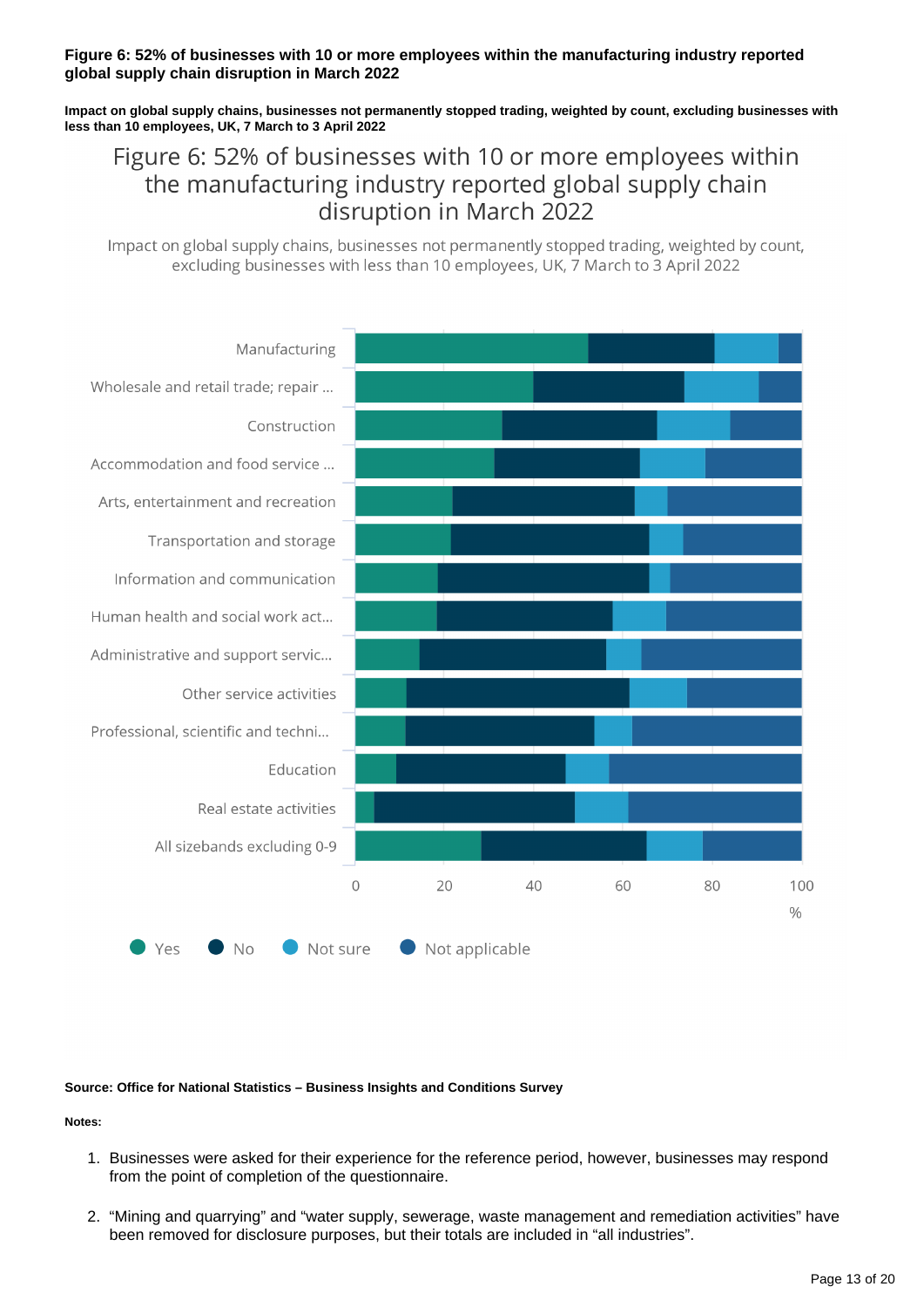**Figure 6: 52% of businesses with 10 or more employees within the manufacturing industry reported global supply chain disruption in March 2022**

**Impact on global supply chains, businesses not permanently stopped trading, weighted by count, excluding businesses with less than 10 employees, UK, 7 March to 3 April 2022**

**Source: Office for National Statistics – Business Insights and Conditions Survey**

**Notes:**

1. Businesses were asked for their experience for the reference period, however, businesses may respond from the point of completion of the questionnaire.

2. “Mining and quarrying” and “water supply, sewerage, waste management and remediation activities” have been removed for disclosure purposes, but their totals are included in “all industries”.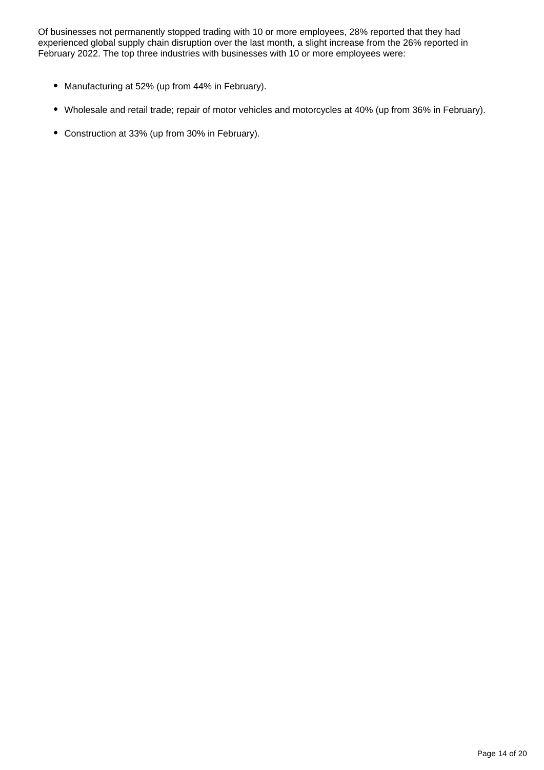Of businesses not permanently stopped trading with 10 or more employees, 28% reported that they had experienced global supply chain disruption over the last month, a slight increase from the 26% reported in February 2022. The top three industries with businesses with 10 or more employees were:

- Manufacturing at 52% (up from 44% in February).
- Wholesale and retail trade; repair of motor vehicles and motorcycles at 40% (up from 36% in February).
- Construction at 33% (up from 30% in February).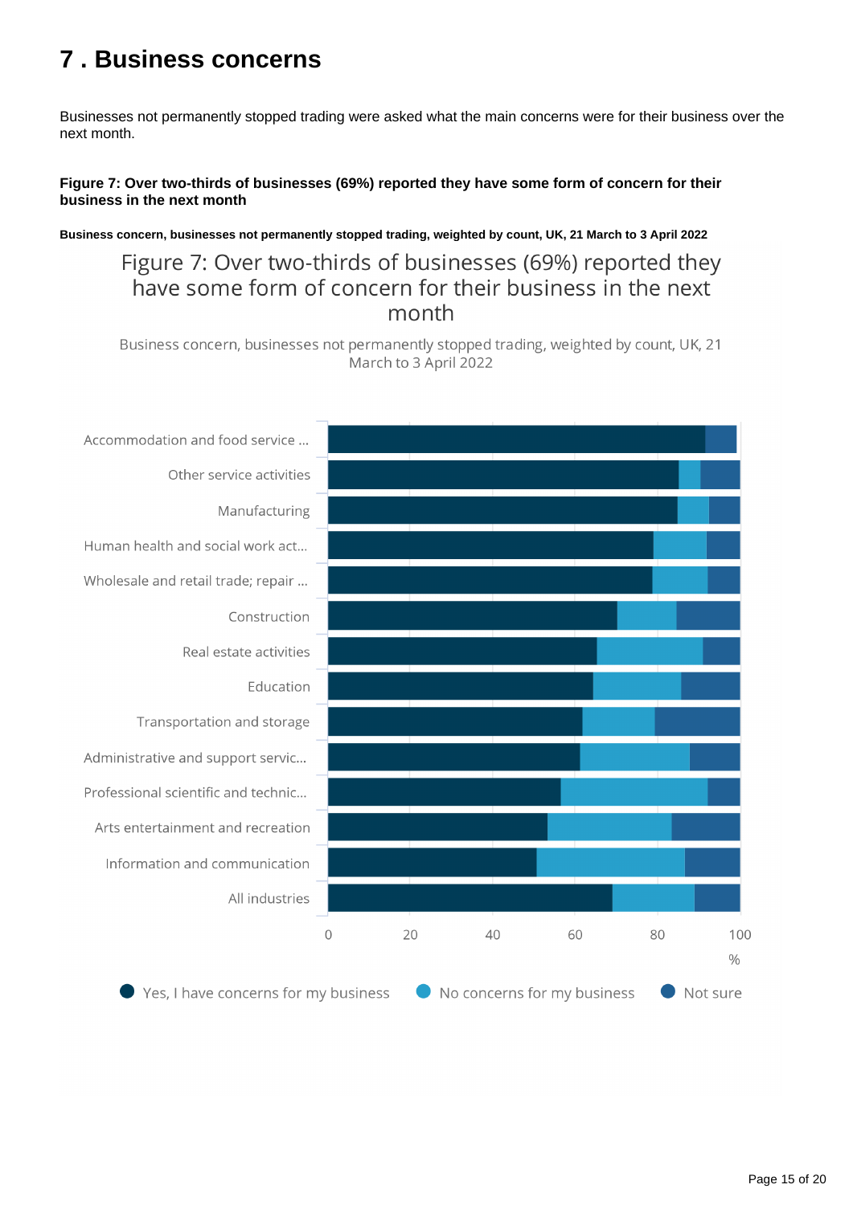# 7 . Business concerns

Businesses not permanently stopped trading were asked what the main concerns were for their business over the next month.

**Figure 7: Over two-thirds of businesses (69%) reported they have some form of concern for their business in the next month**

**Business concern, businesses not permanently stopped trading, weighted by count, UK, 21 March to 3 April 2022**

Figure 7: Over two-thirds of businesses (69%) reported they have some form of concern for their business in the next month

Business concern, businesses not permanently stopped trading, weighted by count, UK, 21 March to 3 April 2022

Accommodation and food service ...
Other service activities
Manufacturing
Human health and social work act...
Wholesale and retail trade; repair ...
Construction
Real estate activities
Education
Transportation and storage
Administrative and support servic...
Professional scientific and technic...
Arts entertainment and recreation
Information and communication
All industries

0 20 40 60 80 100
%

Yes, I have concerns for my business · No concerns for my business · Not sure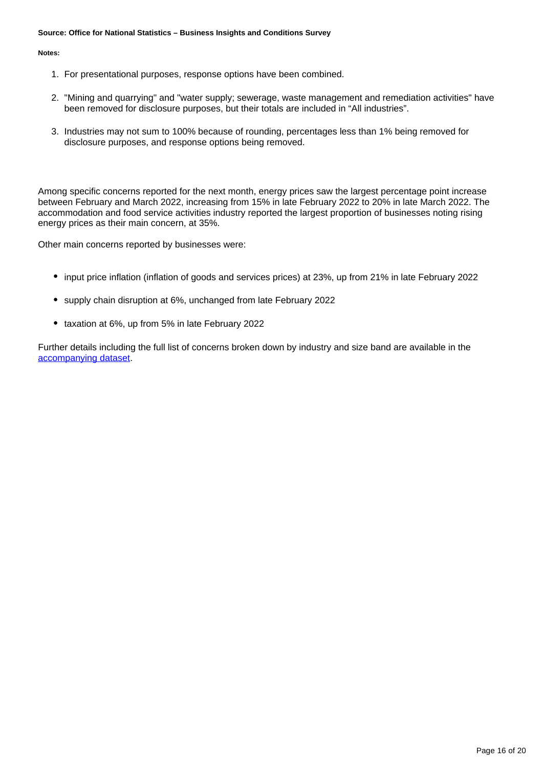**Source: Office for National Statistics – Business Insights and Conditions Survey**

**Notes:**

1. For presentational purposes, response options have been combined.
2. "Mining and quarrying" and "water supply; sewerage, waste management and remediation activities" have been removed for disclosure purposes, but their totals are included in “All industries”.
3. Industries may not sum to 100% because of rounding, percentages less than 1% being removed for disclosure purposes, and response options being removed.

Among specific concerns reported for the next month, energy prices saw the largest percentage point increase between February and March 2022, increasing from 15% in late February 2022 to 20% in late March 2022. The accommodation and food service activities industry reported the largest proportion of businesses noting rising energy prices as their main concern, at 35%.

Other main concerns reported by businesses were:

- input price inflation (inflation of goods and services prices) at 23%, up from 21% in late February 2022
- supply chain disruption at 6%, unchanged from late February 2022
- taxation at 6%, up from 5% in late February 2022

Further details including the full list of concerns broken down by industry and size band are available in the accompanying dataset.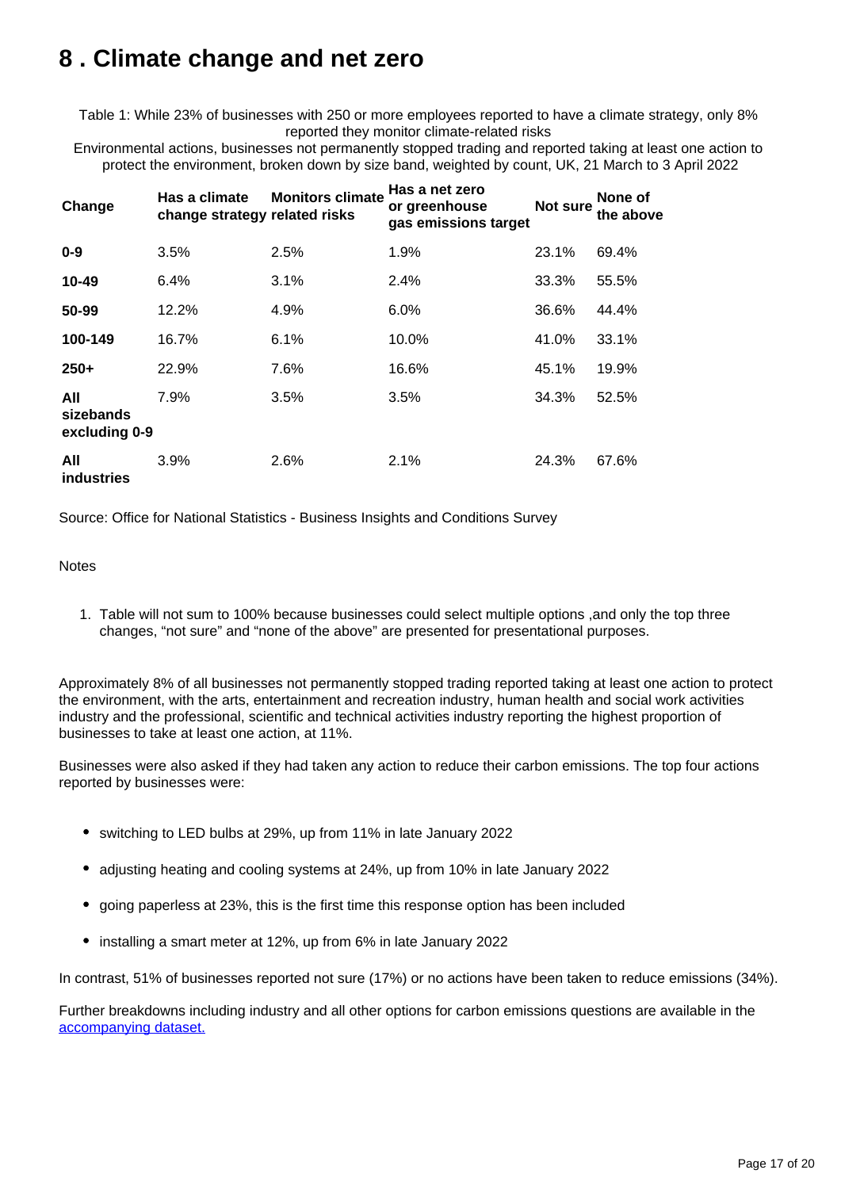# 8 . Climate change and net zero

Table 1: While 23% of businesses with 250 or more employees reported to have a climate strategy, only 8% reported they monitor climate-related risks

Environmental actions, businesses not permanently stopped trading and reported taking at least one action to protect the environment, broken down by size band, weighted by count, UK, 21 March to 3 April 2022

| Change | Has a climate change strategy | Monitors climate related risks | Has a net zero or greenhouse gas emissions target | Not sure | None of the above |
|---|---|---|---|---|---|
| **0-9** | 3.5% | 2.5% | 1.9% | 23.1% | 69.4% |
| **10-49** | 6.4% | 3.1% | 2.4% | 33.3% | 55.5% |
| **50-99** | 12.2% | 4.9% | 6.0% | 36.6% | 44.4% |
| **100-149** | 16.7% | 6.1% | 10.0% | 41.0% | 33.1% |
| **250+** | 22.9% | 7.6% | 16.6% | 45.1% | 19.9% |
| **All sizebands excluding 0-9** | 7.9% | 3.5% | 3.5% | 34.3% | 52.5% |
| **All industries** | 3.9% | 2.6% | 2.1% | 24.3% | 67.6% |

Source: Office for National Statistics - Business Insights and Conditions Survey

Notes

1. Table will not sum to 100% because businesses could select multiple options ,and only the top three changes, "not sure" and "none of the above" are presented for presentational purposes.

Approximately 8% of all businesses not permanently stopped trading reported taking at least one action to protect the environment, with the arts, entertainment and recreation industry, human health and social work activities industry and the professional, scientific and technical activities industry reporting the highest proportion of businesses to take at least one action, at 11%.

Businesses were also asked if they had taken any action to reduce their carbon emissions. The top four actions reported by businesses were:

- switching to LED bulbs at 29%, up from 11% in late January 2022
- adjusting heating and cooling systems at 24%, up from 10% in late January 2022
- going paperless at 23%, this is the first time this response option has been included
- installing a smart meter at 12%, up from 6% in late January 2022

In contrast, 51% of businesses reported not sure (17%) or no actions have been taken to reduce emissions (34%).

Further breakdowns including industry and all other options for carbon emissions questions are available in the [accompanying dataset.](#)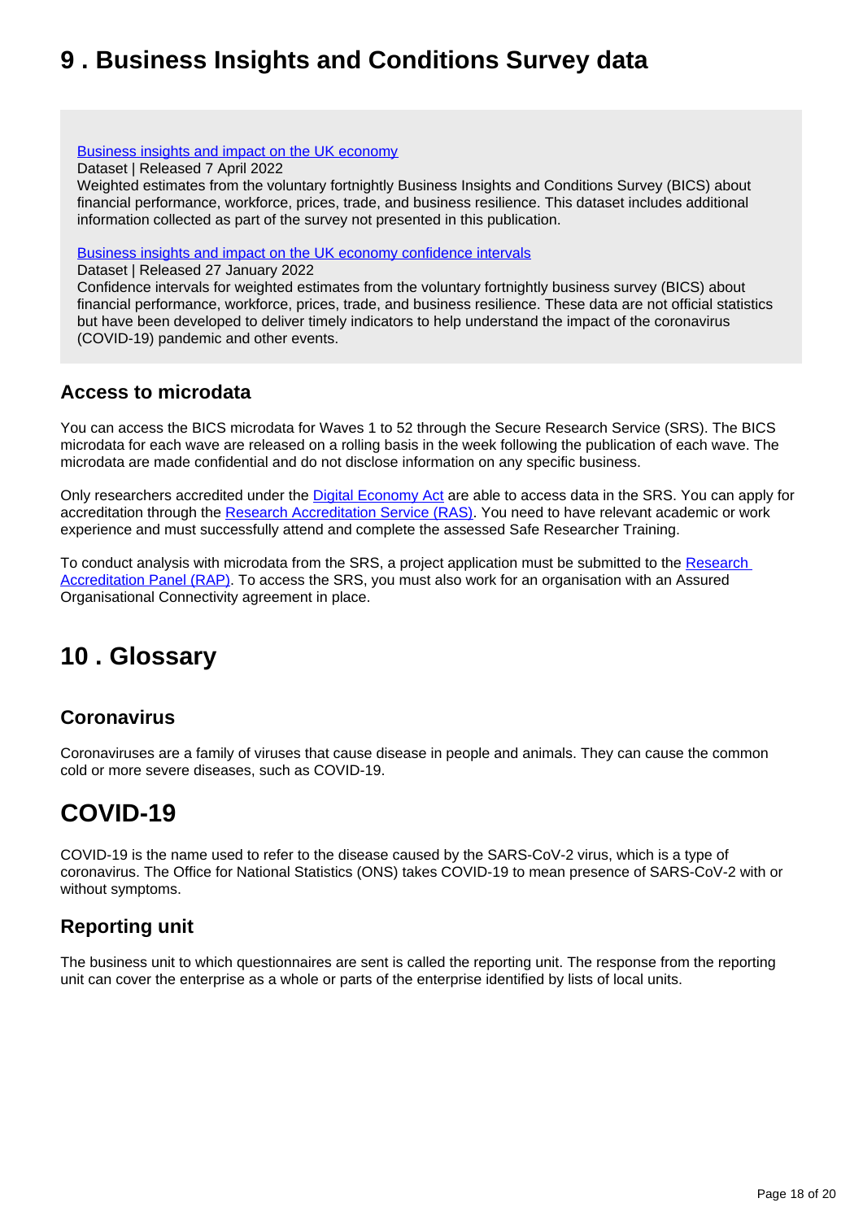# 9 . Business Insights and Conditions Survey data

[Business insights and impact on the UK economy](#)
Dataset | Released 7 April 2022
Weighted estimates from the voluntary fortnightly Business Insights and Conditions Survey (BICS) about financial performance, workforce, prices, trade, and business resilience. This dataset includes additional information collected as part of the survey not presented in this publication.

[Business insights and impact on the UK economy confidence intervals](#)
Dataset | Released 27 January 2022
Confidence intervals for weighted estimates from the voluntary fortnightly business survey (BICS) about financial performance, workforce, prices, trade, and business resilience. These data are not official statistics but have been developed to deliver timely indicators to help understand the impact of the coronavirus (COVID-19) pandemic and other events.

## Access to microdata

You can access the BICS microdata for Waves 1 to 52 through the Secure Research Service (SRS). The BICS microdata for each wave are released on a rolling basis in the week following the publication of each wave. The microdata are made confidential and do not disclose information on any specific business.

Only researchers accredited under the [Digital Economy Act](#) are able to access data in the SRS. You can apply for accreditation through the [Research Accreditation Service (RAS)](#). You need to have relevant academic or work experience and must successfully attend and complete the assessed Safe Researcher Training.

To conduct analysis with microdata from the SRS, a project application must be submitted to the [Research Accreditation Panel (RAP)](#). To access the SRS, you must also work for an organisation with an Assured Organisational Connectivity agreement in place.

# 10 . Glossary

## Coronavirus

Coronaviruses are a family of viruses that cause disease in people and animals. They can cause the common cold or more severe diseases, such as COVID-19.

# COVID-19

COVID-19 is the name used to refer to the disease caused by the SARS-CoV-2 virus, which is a type of coronavirus. The Office for National Statistics (ONS) takes COVID-19 to mean presence of SARS-CoV-2 with or without symptoms.

## Reporting unit

The business unit to which questionnaires are sent is called the reporting unit. The response from the reporting unit can cover the enterprise as a whole or parts of the enterprise identified by lists of local units.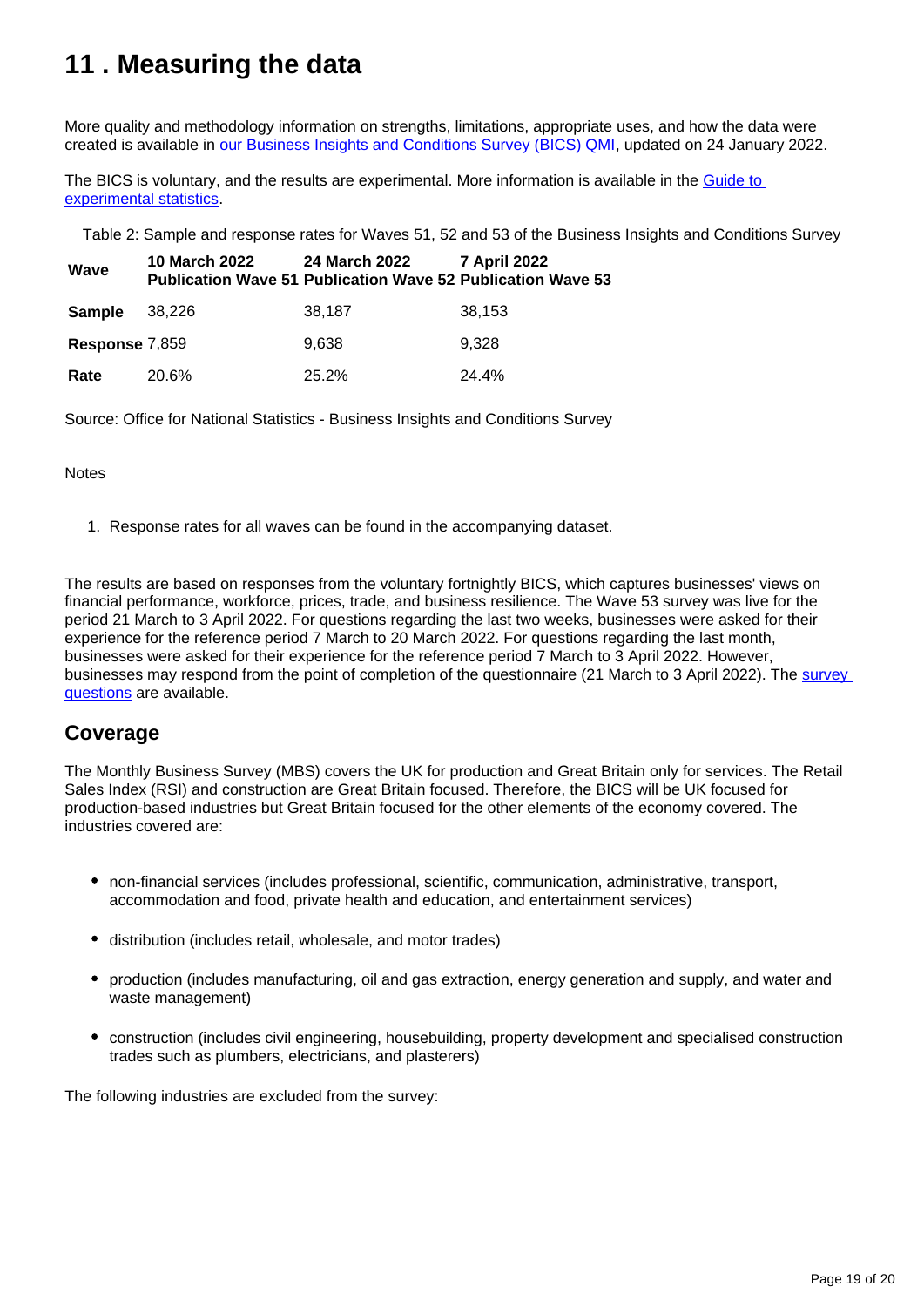# 11 . Measuring the data

More quality and methodology information on strengths, limitations, appropriate uses, and how the data were created is available in [our Business Insights and Conditions Survey (BICS) QMI](), updated on 24 January 2022.

The BICS is voluntary, and the results are experimental. More information is available in the [Guide to experimental statistics]().

Table 2: Sample and response rates for Waves 51, 52 and 53 of the Business Insights and Conditions Survey

| Wave | 10 March 2022 Publication Wave 51 | 24 March 2022 Publication Wave 52 | 7 April 2022 Publication Wave 53 |
|---|---|---|---|
| **Sample** | 38,226 | 38,187 | 38,153 |
| **Response** | 7,859 | 9,638 | 9,328 |
| **Rate** | 20.6% | 25.2% | 24.4% |

Source: Office for National Statistics - Business Insights and Conditions Survey

Notes

1. Response rates for all waves can be found in the accompanying dataset.

The results are based on responses from the voluntary fortnightly BICS, which captures businesses' views on financial performance, workforce, prices, trade, and business resilience. The Wave 53 survey was live for the period 21 March to 3 April 2022. For questions regarding the last two weeks, businesses were asked for their experience for the reference period 7 March to 20 March 2022. For questions regarding the last month, businesses were asked for their experience for the reference period 7 March to 3 April 2022. However, businesses may respond from the point of completion of the questionnaire (21 March to 3 April 2022). The [survey questions]() are available.

## Coverage

The Monthly Business Survey (MBS) covers the UK for production and Great Britain only for services. The Retail Sales Index (RSI) and construction are Great Britain focused. Therefore, the BICS will be UK focused for production-based industries but Great Britain focused for the other elements of the economy covered. The industries covered are:

- non-financial services (includes professional, scientific, communication, administrative, transport, accommodation and food, private health and education, and entertainment services)
- distribution (includes retail, wholesale, and motor trades)
- production (includes manufacturing, oil and gas extraction, energy generation and supply, and water and waste management)
- construction (includes civil engineering, housebuilding, property development and specialised construction trades such as plumbers, electricians, and plasterers)

The following industries are excluded from the survey: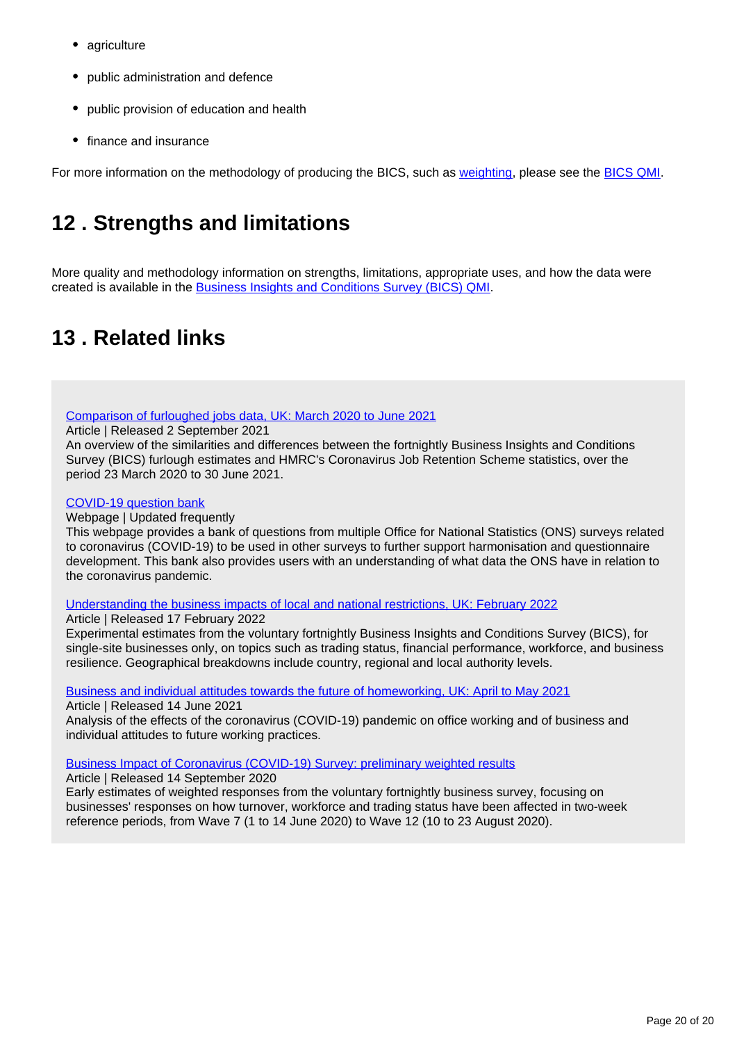- agriculture
- public administration and defence
- public provision of education and health
- finance and insurance

For more information on the methodology of producing the BICS, such as [weighting](), please see the [BICS QMI]().

## 12 . Strengths and limitations

More quality and methodology information on strengths, limitations, appropriate uses, and how the data were created is available in the [Business Insights and Conditions Survey (BICS) QMI]().

## 13 . Related links

[Comparison of furloughed jobs data, UK: March 2020 to June 2021]()
Article | Released 2 September 2021
An overview of the similarities and differences between the fortnightly Business Insights and Conditions Survey (BICS) furlough estimates and HMRC's Coronavirus Job Retention Scheme statistics, over the period 23 March 2020 to 30 June 2021.

[COVID-19 question bank]()
Webpage | Updated frequently
This webpage provides a bank of questions from multiple Office for National Statistics (ONS) surveys related to coronavirus (COVID-19) to be used in other surveys to further support harmonisation and questionnaire development. This bank also provides users with an understanding of what data the ONS have in relation to the coronavirus pandemic.

[Understanding the business impacts of local and national restrictions, UK: February 2022]()
Article | Released 17 February 2022
Experimental estimates from the voluntary fortnightly Business Insights and Conditions Survey (BICS), for single-site businesses only, on topics such as trading status, financial performance, workforce, and business resilience. Geographical breakdowns include country, regional and local authority levels.

[Business and individual attitudes towards the future of homeworking, UK: April to May 2021]()
Article | Released 14 June 2021
Analysis of the effects of the coronavirus (COVID-19) pandemic on office working and of business and individual attitudes to future working practices.

[Business Impact of Coronavirus (COVID-19) Survey: preliminary weighted results]()
Article | Released 14 September 2020
Early estimates of weighted responses from the voluntary fortnightly business survey, focusing on businesses' responses on how turnover, workforce and trading status have been affected in two-week reference periods, from Wave 7 (1 to 14 June 2020) to Wave 12 (10 to 23 August 2020).